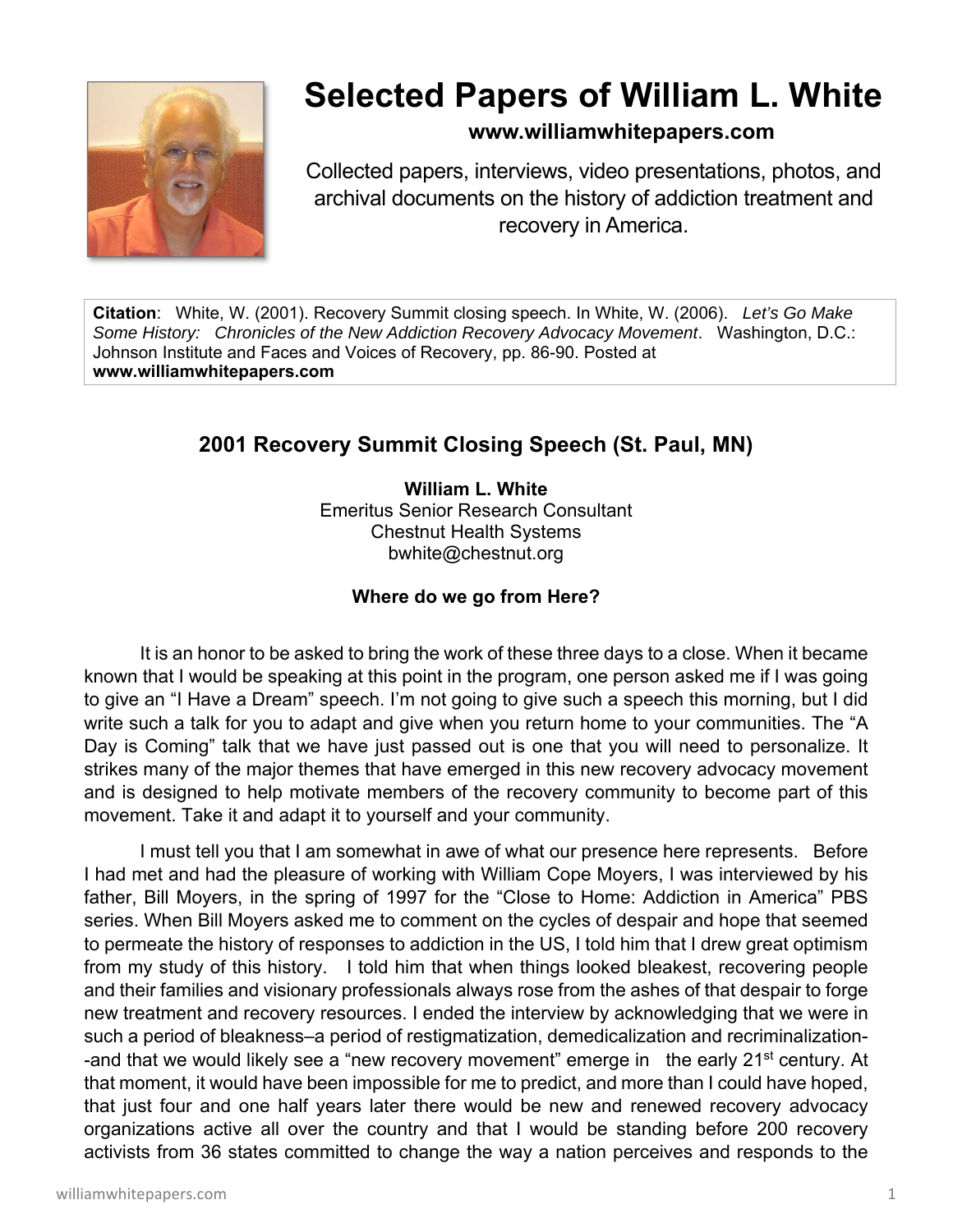# Selected Papers of William L. White

**www.williamwhitepapers.com**

Collected papers, interviews, video presentations, photos, and archival documents on the history of addiction treatment and recovery in America.

**Citation**: White, W. (2001). Recovery Summit closing speech. In White, W. (2006). *Let's Go Make Some History: Chronicles of the New Addiction Recovery Advocacy Movement*. Washington, D.C.: Johnson Institute and Faces and Voices of Recovery, pp. 86-90. Posted at **www.williamwhitepapers.com**

## 2001 Recovery Summit Closing Speech (St. Paul, MN)

**William L. White**
Emeritus Senior Research Consultant
Chestnut Health Systems
bwhite@chestnut.org

### Where do we go from Here?

It is an honor to be asked to bring the work of these three days to a close. When it became known that I would be speaking at this point in the program, one person asked me if I was going to give an "I Have a Dream" speech. I'm not going to give such a speech this morning, but I did write such a talk for you to adapt and give when you return home to your communities. The "A Day is Coming" talk that we have just passed out is one that you will need to personalize. It strikes many of the major themes that have emerged in this new recovery advocacy movement and is designed to help motivate members of the recovery community to become part of this movement. Take it and adapt it to yourself and your community.

I must tell you that I am somewhat in awe of what our presence here represents. Before I had met and had the pleasure of working with William Cope Moyers, I was interviewed by his father, Bill Moyers, in the spring of 1997 for the "Close to Home: Addiction in America" PBS series. When Bill Moyers asked me to comment on the cycles of despair and hope that seemed to permeate the history of responses to addiction in the US, I told him that I drew great optimism from my study of this history. I told him that when things looked bleakest, recovering people and their families and visionary professionals always rose from the ashes of that despair to forge new treatment and recovery resources. I ended the interview by acknowledging that we were in such a period of bleakness–a period of restigmatization, demedicalization and recriminalization--and that we would likely see a "new recovery movement" emerge in the early 21st century. At that moment, it would have been impossible for me to predict, and more than I could have hoped, that just four and one half years later there would be new and renewed recovery advocacy organizations active all over the country and that I would be standing before 200 recovery activists from 36 states committed to change the way a nation perceives and responds to the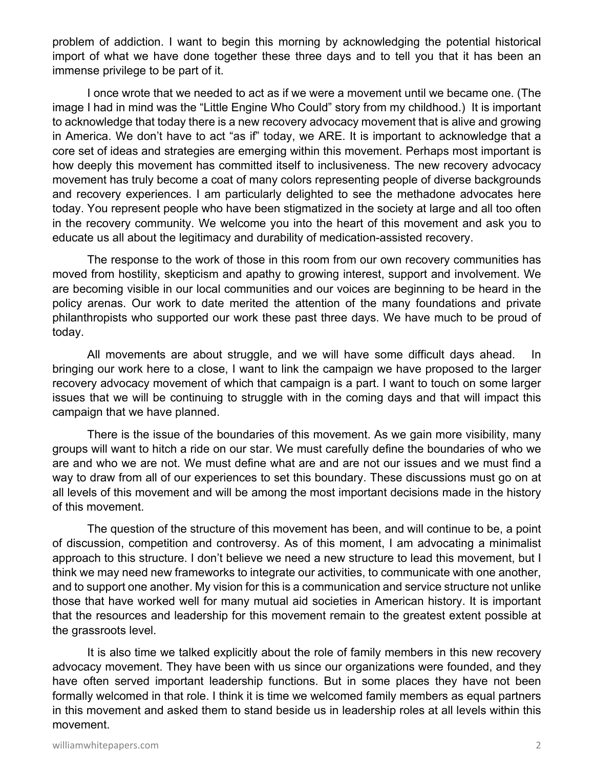problem of addiction. I want to begin this morning by acknowledging the potential historical import of what we have done together these three days and to tell you that it has been an immense privilege to be part of it.

I once wrote that we needed to act as if we were a movement until we became one. (The image I had in mind was the "Little Engine Who Could" story from my childhood.) It is important to acknowledge that today there is a new recovery advocacy movement that is alive and growing in America. We don't have to act "as if" today, we ARE. It is important to acknowledge that a core set of ideas and strategies are emerging within this movement. Perhaps most important is how deeply this movement has committed itself to inclusiveness. The new recovery advocacy movement has truly become a coat of many colors representing people of diverse backgrounds and recovery experiences. I am particularly delighted to see the methadone advocates here today. You represent people who have been stigmatized in the society at large and all too often in the recovery community. We welcome you into the heart of this movement and ask you to educate us all about the legitimacy and durability of medication-assisted recovery.

The response to the work of those in this room from our own recovery communities has moved from hostility, skepticism and apathy to growing interest, support and involvement. We are becoming visible in our local communities and our voices are beginning to be heard in the policy arenas. Our work to date merited the attention of the many foundations and private philanthropists who supported our work these past three days. We have much to be proud of today.

All movements are about struggle, and we will have some difficult days ahead. In bringing our work here to a close, I want to link the campaign we have proposed to the larger recovery advocacy movement of which that campaign is a part. I want to touch on some larger issues that we will be continuing to struggle with in the coming days and that will impact this campaign that we have planned.

There is the issue of the boundaries of this movement. As we gain more visibility, many groups will want to hitch a ride on our star. We must carefully define the boundaries of who we are and who we are not. We must define what are and are not our issues and we must find a way to draw from all of our experiences to set this boundary. These discussions must go on at all levels of this movement and will be among the most important decisions made in the history of this movement.

The question of the structure of this movement has been, and will continue to be, a point of discussion, competition and controversy. As of this moment, I am advocating a minimalist approach to this structure. I don't believe we need a new structure to lead this movement, but I think we may need new frameworks to integrate our activities, to communicate with one another, and to support one another. My vision for this is a communication and service structure not unlike those that have worked well for many mutual aid societies in American history. It is important that the resources and leadership for this movement remain to the greatest extent possible at the grassroots level.

It is also time we talked explicitly about the role of family members in this new recovery advocacy movement. They have been with us since our organizations were founded, and they have often served important leadership functions. But in some places they have not been formally welcomed in that role. I think it is time we welcomed family members as equal partners in this movement and asked them to stand beside us in leadership roles at all levels within this movement.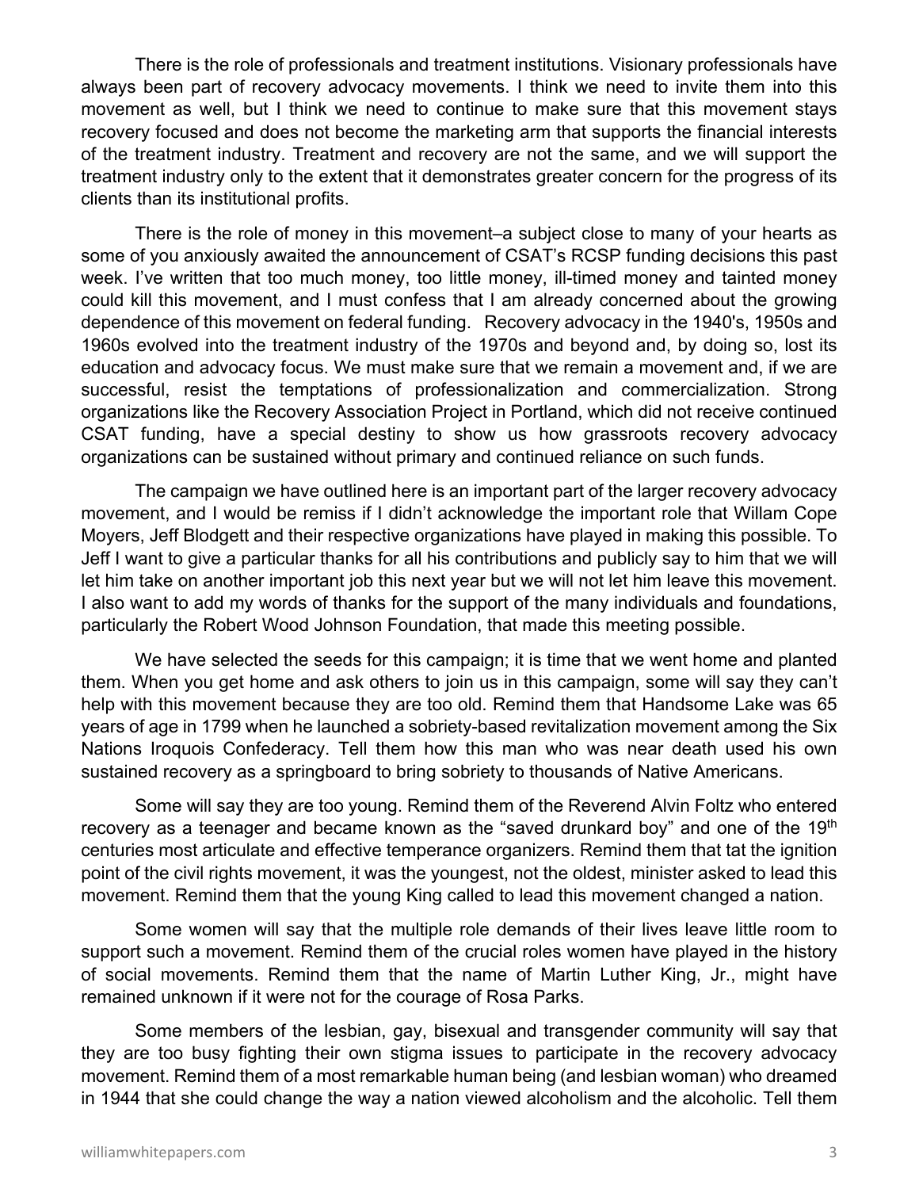There is the role of professionals and treatment institutions. Visionary professionals have always been part of recovery advocacy movements. I think we need to invite them into this movement as well, but I think we need to continue to make sure that this movement stays recovery focused and does not become the marketing arm that supports the financial interests of the treatment industry. Treatment and recovery are not the same, and we will support the treatment industry only to the extent that it demonstrates greater concern for the progress of its clients than its institutional profits.

There is the role of money in this movement–a subject close to many of your hearts as some of you anxiously awaited the announcement of CSAT's RCSP funding decisions this past week. I've written that too much money, too little money, ill-timed money and tainted money could kill this movement, and I must confess that I am already concerned about the growing dependence of this movement on federal funding. Recovery advocacy in the 1940's, 1950s and 1960s evolved into the treatment industry of the 1970s and beyond and, by doing so, lost its education and advocacy focus. We must make sure that we remain a movement and, if we are successful, resist the temptations of professionalization and commercialization. Strong organizations like the Recovery Association Project in Portland, which did not receive continued CSAT funding, have a special destiny to show us how grassroots recovery advocacy organizations can be sustained without primary and continued reliance on such funds.

The campaign we have outlined here is an important part of the larger recovery advocacy movement, and I would be remiss if I didn't acknowledge the important role that Willam Cope Moyers, Jeff Blodgett and their respective organizations have played in making this possible. To Jeff I want to give a particular thanks for all his contributions and publicly say to him that we will let him take on another important job this next year but we will not let him leave this movement. I also want to add my words of thanks for the support of the many individuals and foundations, particularly the Robert Wood Johnson Foundation, that made this meeting possible.

We have selected the seeds for this campaign; it is time that we went home and planted them. When you get home and ask others to join us in this campaign, some will say they can't help with this movement because they are too old. Remind them that Handsome Lake was 65 years of age in 1799 when he launched a sobriety-based revitalization movement among the Six Nations Iroquois Confederacy. Tell them how this man who was near death used his own sustained recovery as a springboard to bring sobriety to thousands of Native Americans.

Some will say they are too young. Remind them of the Reverend Alvin Foltz who entered recovery as a teenager and became known as the "saved drunkard boy" and one of the 19th centuries most articulate and effective temperance organizers. Remind them that tat the ignition point of the civil rights movement, it was the youngest, not the oldest, minister asked to lead this movement. Remind them that the young King called to lead this movement changed a nation.

Some women will say that the multiple role demands of their lives leave little room to support such a movement. Remind them of the crucial roles women have played in the history of social movements. Remind them that the name of Martin Luther King, Jr., might have remained unknown if it were not for the courage of Rosa Parks.

Some members of the lesbian, gay, bisexual and transgender community will say that they are too busy fighting their own stigma issues to participate in the recovery advocacy movement. Remind them of a most remarkable human being (and lesbian woman) who dreamed in 1944 that she could change the way a nation viewed alcoholism and the alcoholic. Tell them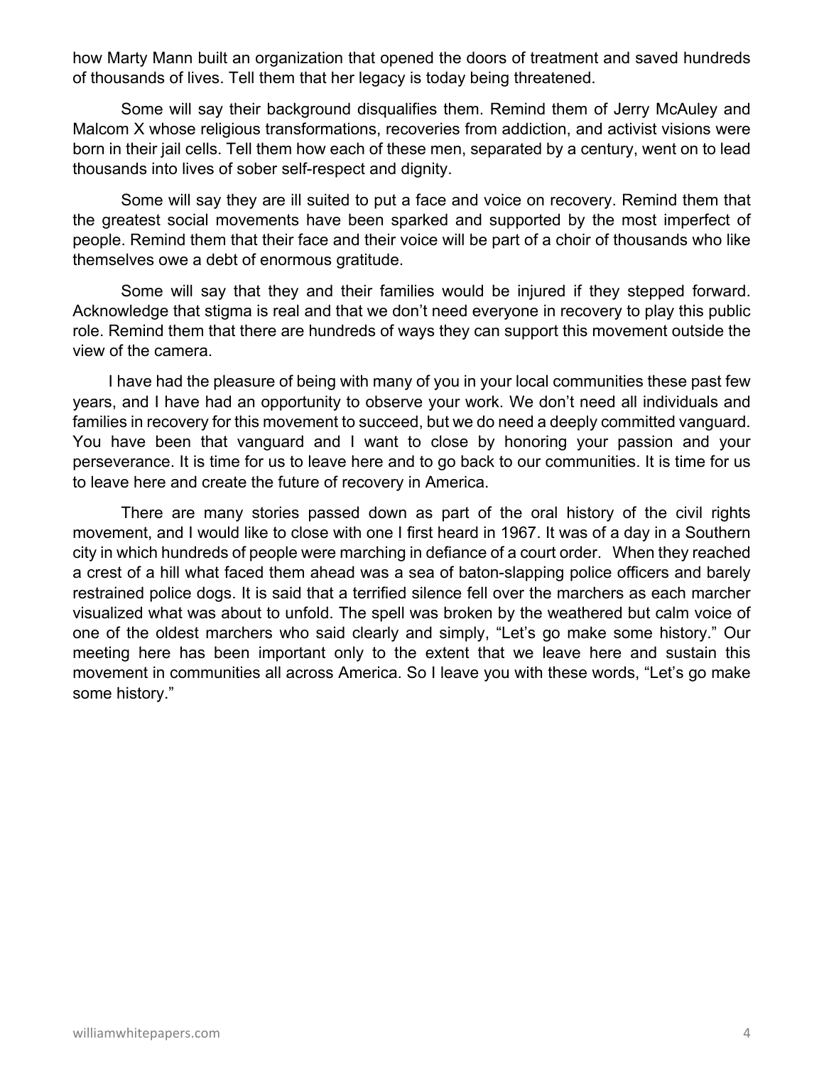how Marty Mann built an organization that opened the doors of treatment and saved hundreds of thousands of lives. Tell them that her legacy is today being threatened.

Some will say their background disqualifies them. Remind them of Jerry McAuley and Malcom X whose religious transformations, recoveries from addiction, and activist visions were born in their jail cells. Tell them how each of these men, separated by a century, went on to lead thousands into lives of sober self-respect and dignity.

Some will say they are ill suited to put a face and voice on recovery. Remind them that the greatest social movements have been sparked and supported by the most imperfect of people. Remind them that their face and their voice will be part of a choir of thousands who like themselves owe a debt of enormous gratitude.

Some will say that they and their families would be injured if they stepped forward. Acknowledge that stigma is real and that we don't need everyone in recovery to play this public role. Remind them that there are hundreds of ways they can support this movement outside the view of the camera.

I have had the pleasure of being with many of you in your local communities these past few years, and I have had an opportunity to observe your work. We don't need all individuals and families in recovery for this movement to succeed, but we do need a deeply committed vanguard. You have been that vanguard and I want to close by honoring your passion and your perseverance. It is time for us to leave here and to go back to our communities. It is time for us to leave here and create the future of recovery in America.

There are many stories passed down as part of the oral history of the civil rights movement, and I would like to close with one I first heard in 1967. It was of a day in a Southern city in which hundreds of people were marching in defiance of a court order. When they reached a crest of a hill what faced them ahead was a sea of baton-slapping police officers and barely restrained police dogs. It is said that a terrified silence fell over the marchers as each marcher visualized what was about to unfold. The spell was broken by the weathered but calm voice of one of the oldest marchers who said clearly and simply, "Let's go make some history." Our meeting here has been important only to the extent that we leave here and sustain this movement in communities all across America. So I leave you with these words, "Let's go make some history."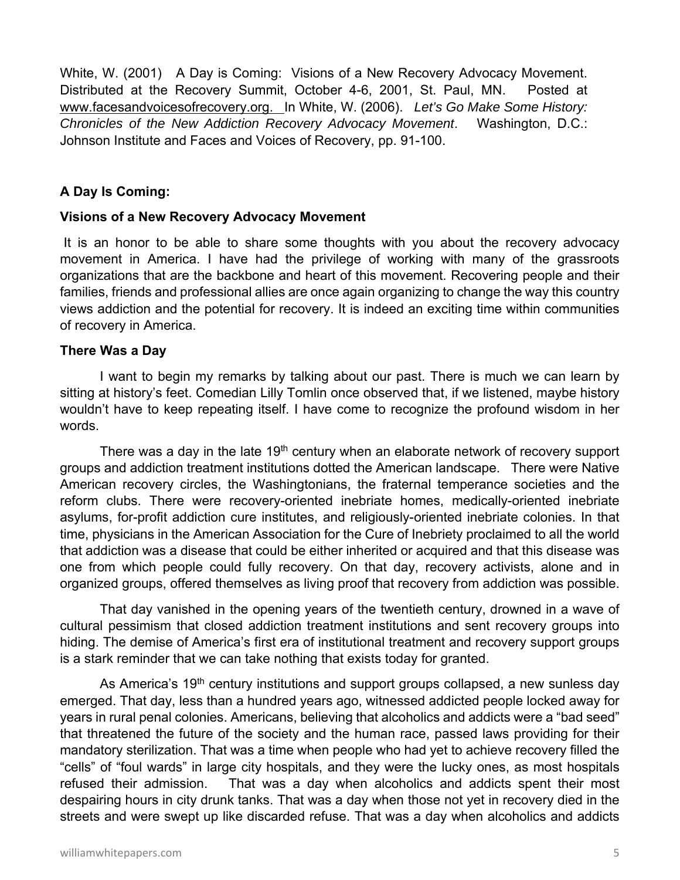White, W. (2001) A Day is Coming: Visions of a New Recovery Advocacy Movement. Distributed at the Recovery Summit, October 4-6, 2001, St. Paul, MN. Posted at www.facesandvoicesofrecovery.org. In White, W. (2006). *Let's Go Make Some History: Chronicles of the New Addiction Recovery Advocacy Movement*. Washington, D.C.: Johnson Institute and Faces and Voices of Recovery, pp. 91-100.

## A Day Is Coming:

## Visions of a New Recovery Advocacy Movement

It is an honor to be able to share some thoughts with you about the recovery advocacy movement in America. I have had the privilege of working with many of the grassroots organizations that are the backbone and heart of this movement. Recovering people and their families, friends and professional allies are once again organizing to change the way this country views addiction and the potential for recovery. It is indeed an exciting time within communities of recovery in America.

### There Was a Day

I want to begin my remarks by talking about our past. There is much we can learn by sitting at history's feet. Comedian Lilly Tomlin once observed that, if we listened, maybe history wouldn't have to keep repeating itself. I have come to recognize the profound wisdom in her words.

There was a day in the late 19th century when an elaborate network of recovery support groups and addiction treatment institutions dotted the American landscape. There were Native American recovery circles, the Washingtonians, the fraternal temperance societies and the reform clubs. There were recovery-oriented inebriate homes, medically-oriented inebriate asylums, for-profit addiction cure institutes, and religiously-oriented inebriate colonies. In that time, physicians in the American Association for the Cure of Inebriety proclaimed to all the world that addiction was a disease that could be either inherited or acquired and that this disease was one from which people could fully recovery. On that day, recovery activists, alone and in organized groups, offered themselves as living proof that recovery from addiction was possible.

That day vanished in the opening years of the twentieth century, drowned in a wave of cultural pessimism that closed addiction treatment institutions and sent recovery groups into hiding. The demise of America's first era of institutional treatment and recovery support groups is a stark reminder that we can take nothing that exists today for granted.

As America's 19th century institutions and support groups collapsed, a new sunless day emerged. That day, less than a hundred years ago, witnessed addicted people locked away for years in rural penal colonies. Americans, believing that alcoholics and addicts were a "bad seed" that threatened the future of the society and the human race, passed laws providing for their mandatory sterilization. That was a time when people who had yet to achieve recovery filled the "cells" of "foul wards" in large city hospitals, and they were the lucky ones, as most hospitals refused their admission. That was a day when alcoholics and addicts spent their most despairing hours in city drunk tanks. That was a day when those not yet in recovery died in the streets and were swept up like discarded refuse. That was a day when alcoholics and addicts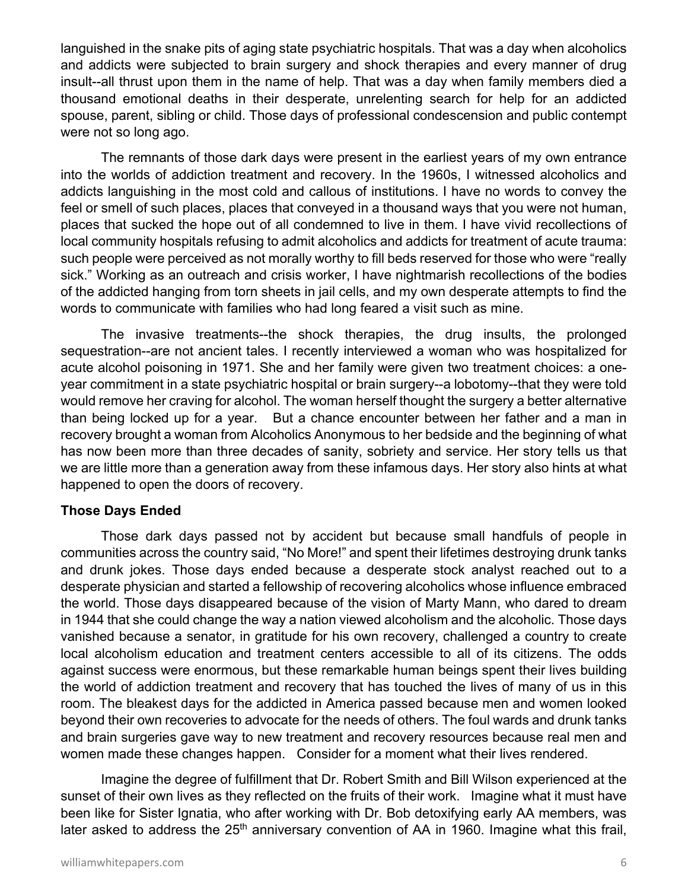languished in the snake pits of aging state psychiatric hospitals. That was a day when alcoholics and addicts were subjected to brain surgery and shock therapies and every manner of drug insult--all thrust upon them in the name of help. That was a day when family members died a thousand emotional deaths in their desperate, unrelenting search for help for an addicted spouse, parent, sibling or child. Those days of professional condescension and public contempt were not so long ago.

The remnants of those dark days were present in the earliest years of my own entrance into the worlds of addiction treatment and recovery. In the 1960s, I witnessed alcoholics and addicts languishing in the most cold and callous of institutions. I have no words to convey the feel or smell of such places, places that conveyed in a thousand ways that you were not human, places that sucked the hope out of all condemned to live in them. I have vivid recollections of local community hospitals refusing to admit alcoholics and addicts for treatment of acute trauma: such people were perceived as not morally worthy to fill beds reserved for those who were "really sick." Working as an outreach and crisis worker, I have nightmarish recollections of the bodies of the addicted hanging from torn sheets in jail cells, and my own desperate attempts to find the words to communicate with families who had long feared a visit such as mine.

The invasive treatments--the shock therapies, the drug insults, the prolonged sequestration--are not ancient tales. I recently interviewed a woman who was hospitalized for acute alcohol poisoning in 1971. She and her family were given two treatment choices: a one-year commitment in a state psychiatric hospital or brain surgery--a lobotomy--that they were told would remove her craving for alcohol. The woman herself thought the surgery a better alternative than being locked up for a year. But a chance encounter between her father and a man in recovery brought a woman from Alcoholics Anonymous to her bedside and the beginning of what has now been more than three decades of sanity, sobriety and service. Her story tells us that we are little more than a generation away from these infamous days. Her story also hints at what happened to open the doors of recovery.

**Those Days Ended**

Those dark days passed not by accident but because small handfuls of people in communities across the country said, "No More!" and spent their lifetimes destroying drunk tanks and drunk jokes. Those days ended because a desperate stock analyst reached out to a desperate physician and started a fellowship of recovering alcoholics whose influence embraced the world. Those days disappeared because of the vision of Marty Mann, who dared to dream in 1944 that she could change the way a nation viewed alcoholism and the alcoholic. Those days vanished because a senator, in gratitude for his own recovery, challenged a country to create local alcoholism education and treatment centers accessible to all of its citizens. The odds against success were enormous, but these remarkable human beings spent their lives building the world of addiction treatment and recovery that has touched the lives of many of us in this room. The bleakest days for the addicted in America passed because men and women looked beyond their own recoveries to advocate for the needs of others. The foul wards and drunk tanks and brain surgeries gave way to new treatment and recovery resources because real men and women made these changes happen. Consider for a moment what their lives rendered.

Imagine the degree of fulfillment that Dr. Robert Smith and Bill Wilson experienced at the sunset of their own lives as they reflected on the fruits of their work. Imagine what it must have been like for Sister Ignatia, who after working with Dr. Bob detoxifying early AA members, was later asked to address the 25th anniversary convention of AA in 1960. Imagine what this frail,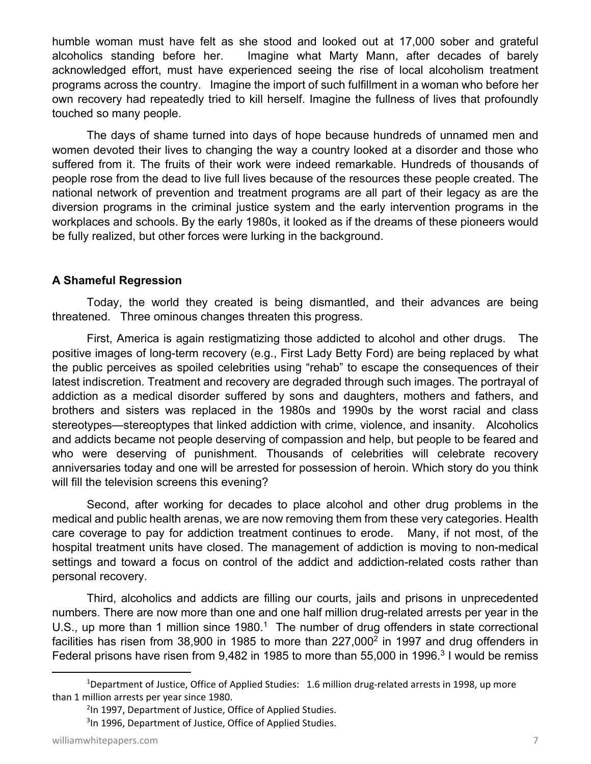humble woman must have felt as she stood and looked out at 17,000 sober and grateful alcoholics standing before her. Imagine what Marty Mann, after decades of barely acknowledged effort, must have experienced seeing the rise of local alcoholism treatment programs across the country. Imagine the import of such fulfillment in a woman who before her own recovery had repeatedly tried to kill herself. Imagine the fullness of lives that profoundly touched so many people.

The days of shame turned into days of hope because hundreds of unnamed men and women devoted their lives to changing the way a country looked at a disorder and those who suffered from it. The fruits of their work were indeed remarkable. Hundreds of thousands of people rose from the dead to live full lives because of the resources these people created. The national network of prevention and treatment programs are all part of their legacy as are the diversion programs in the criminal justice system and the early intervention programs in the workplaces and schools. By the early 1980s, it looked as if the dreams of these pioneers would be fully realized, but other forces were lurking in the background.

**A Shameful Regression**

Today, the world they created is being dismantled, and their advances are being threatened. Three ominous changes threaten this progress.

First, America is again restigmatizing those addicted to alcohol and other drugs. The positive images of long-term recovery (e.g., First Lady Betty Ford) are being replaced by what the public perceives as spoiled celebrities using "rehab" to escape the consequences of their latest indiscretion. Treatment and recovery are degraded through such images. The portrayal of addiction as a medical disorder suffered by sons and daughters, mothers and fathers, and brothers and sisters was replaced in the 1980s and 1990s by the worst racial and class stereotypes—stereoptypes that linked addiction with crime, violence, and insanity. Alcoholics and addicts became not people deserving of compassion and help, but people to be feared and who were deserving of punishment. Thousands of celebrities will celebrate recovery anniversaries today and one will be arrested for possession of heroin. Which story do you think will fill the television screens this evening?

Second, after working for decades to place alcohol and other drug problems in the medical and public health arenas, we are now removing them from these very categories. Health care coverage to pay for addiction treatment continues to erode. Many, if not most, of the hospital treatment units have closed. The management of addiction is moving to non-medical settings and toward a focus on control of the addict and addiction-related costs rather than personal recovery.

Third, alcoholics and addicts are filling our courts, jails and prisons in unprecedented numbers. There are now more than one and one half million drug-related arrests per year in the U.S., up more than 1 million since 1980.[1] The number of drug offenders in state correctional facilities has risen from 38,900 in 1985 to more than 227,000[2] in 1997 and drug offenders in Federal prisons have risen from 9,482 in 1985 to more than 55,000 in 1996.[3] I would be remiss

---

[1] Department of Justice, Office of Applied Studies: 1.6 million drug-related arrests in 1998, up more than 1 million arrests per year since 1980.

[2] In 1997, Department of Justice, Office of Applied Studies.

[3] In 1996, Department of Justice, Office of Applied Studies.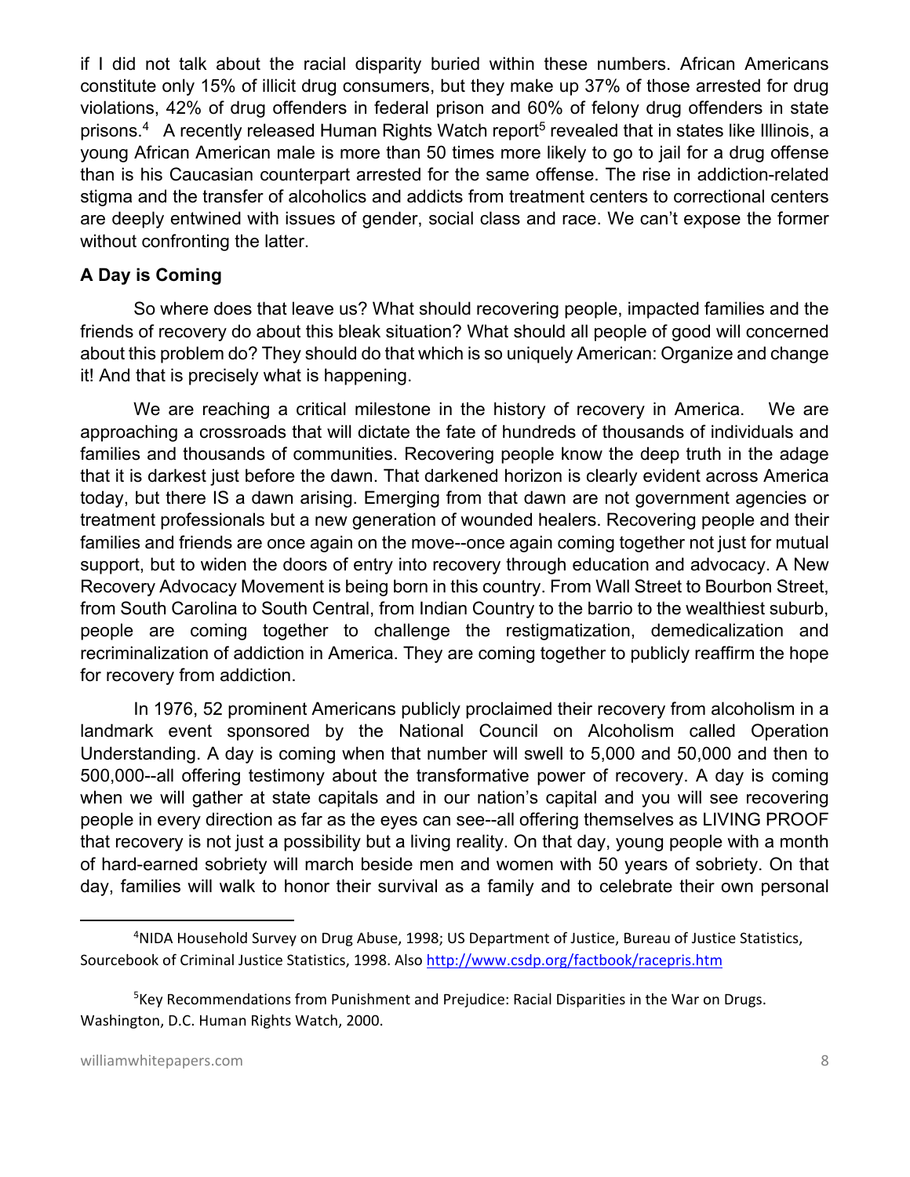if I did not talk about the racial disparity buried within these numbers. African Americans constitute only 15% of illicit drug consumers, but they make up 37% of those arrested for drug violations, 42% of drug offenders in federal prison and 60% of felony drug offenders in state prisons.[4] A recently released Human Rights Watch report[5] revealed that in states like Illinois, a young African American male is more than 50 times more likely to go to jail for a drug offense than is his Caucasian counterpart arrested for the same offense. The rise in addiction-related stigma and the transfer of alcoholics and addicts from treatment centers to correctional centers are deeply entwined with issues of gender, social class and race. We can't expose the former without confronting the latter.

**A Day is Coming**

So where does that leave us? What should recovering people, impacted families and the friends of recovery do about this bleak situation? What should all people of good will concerned about this problem do? They should do that which is so uniquely American: Organize and change it! And that is precisely what is happening.

We are reaching a critical milestone in the history of recovery in America. We are approaching a crossroads that will dictate the fate of hundreds of thousands of individuals and families and thousands of communities. Recovering people know the deep truth in the adage that it is darkest just before the dawn. That darkened horizon is clearly evident across America today, but there IS a dawn arising. Emerging from that dawn are not government agencies or treatment professionals but a new generation of wounded healers. Recovering people and their families and friends are once again on the move--once again coming together not just for mutual support, but to widen the doors of entry into recovery through education and advocacy. A New Recovery Advocacy Movement is being born in this country. From Wall Street to Bourbon Street, from South Carolina to South Central, from Indian Country to the barrio to the wealthiest suburb, people are coming together to challenge the restigmatization, demedicalization and recriminalization of addiction in America. They are coming together to publicly reaffirm the hope for recovery from addiction.

In 1976, 52 prominent Americans publicly proclaimed their recovery from alcoholism in a landmark event sponsored by the National Council on Alcoholism called Operation Understanding. A day is coming when that number will swell to 5,000 and 50,000 and then to 500,000--all offering testimony about the transformative power of recovery. A day is coming when we will gather at state capitals and in our nation's capital and you will see recovering people in every direction as far as the eyes can see--all offering themselves as LIVING PROOF that recovery is not just a possibility but a living reality. On that day, young people with a month of hard-earned sobriety will march beside men and women with 50 years of sobriety. On that day, families will walk to honor their survival as a family and to celebrate their own personal

---

[4] NIDA Household Survey on Drug Abuse, 1998; US Department of Justice, Bureau of Justice Statistics, Sourcebook of Criminal Justice Statistics, 1998. Also http://www.csdp.org/factbook/racepris.htm

[5] Key Recommendations from Punishment and Prejudice: Racial Disparities in the War on Drugs. Washington, D.C. Human Rights Watch, 2000.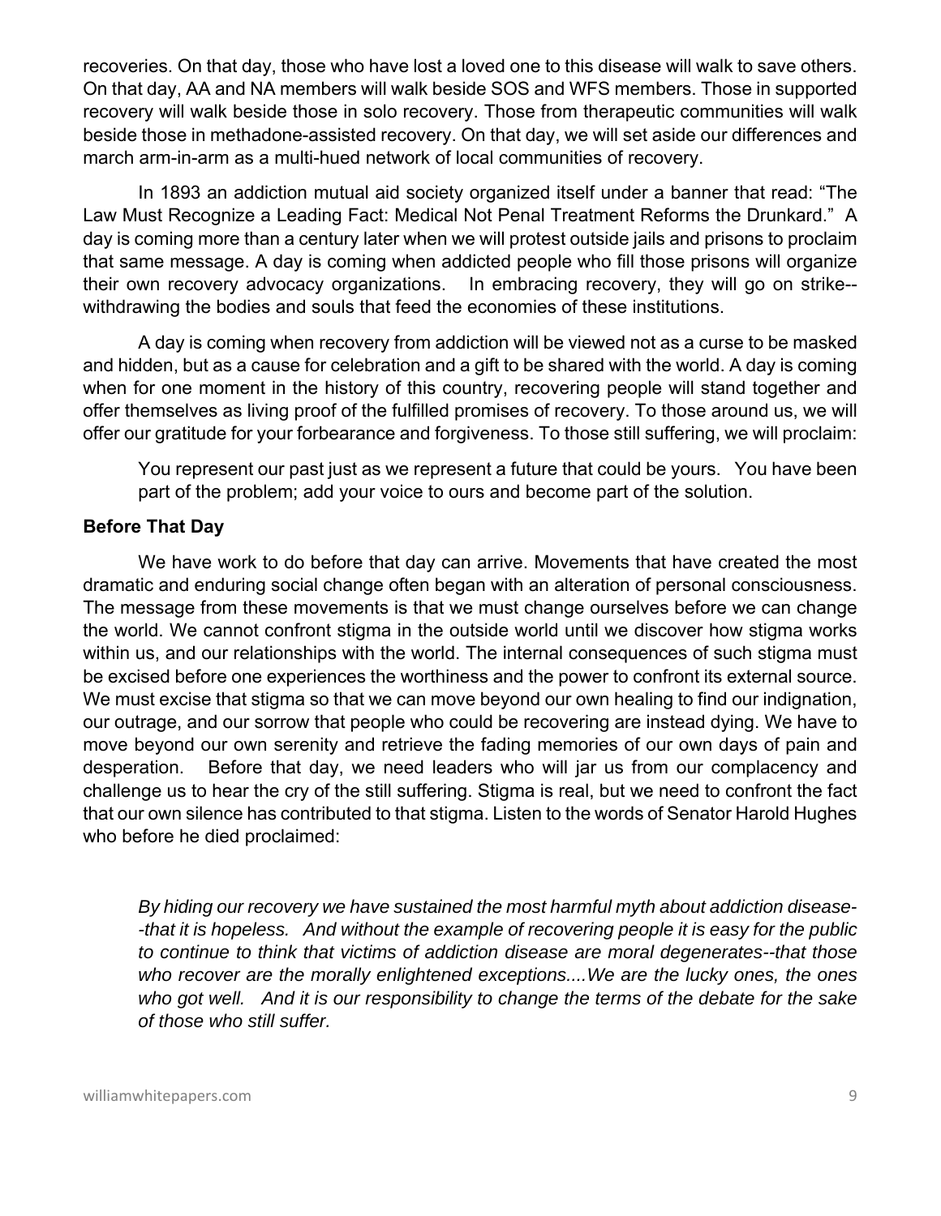recoveries. On that day, those who have lost a loved one to this disease will walk to save others. On that day, AA and NA members will walk beside SOS and WFS members. Those in supported recovery will walk beside those in solo recovery. Those from therapeutic communities will walk beside those in methadone-assisted recovery. On that day, we will set aside our differences and march arm-in-arm as a multi-hued network of local communities of recovery.

In 1893 an addiction mutual aid society organized itself under a banner that read: "The Law Must Recognize a Leading Fact: Medical Not Penal Treatment Reforms the Drunkard." A day is coming more than a century later when we will protest outside jails and prisons to proclaim that same message. A day is coming when addicted people who fill those prisons will organize their own recovery advocacy organizations. In embracing recovery, they will go on strike--withdrawing the bodies and souls that feed the economies of these institutions.

A day is coming when recovery from addiction will be viewed not as a curse to be masked and hidden, but as a cause for celebration and a gift to be shared with the world. A day is coming when for one moment in the history of this country, recovering people will stand together and offer themselves as living proof of the fulfilled promises of recovery. To those around us, we will offer our gratitude for your forbearance and forgiveness. To those still suffering, we will proclaim:

> You represent our past just as we represent a future that could be yours. You have been part of the problem; add your voice to ours and become part of the solution.

**Before That Day**

We have work to do before that day can arrive. Movements that have created the most dramatic and enduring social change often began with an alteration of personal consciousness. The message from these movements is that we must change ourselves before we can change the world. We cannot confront stigma in the outside world until we discover how stigma works within us, and our relationships with the world. The internal consequences of such stigma must be excised before one experiences the worthiness and the power to confront its external source. We must excise that stigma so that we can move beyond our own healing to find our indignation, our outrage, and our sorrow that people who could be recovering are instead dying. We have to move beyond our own serenity and retrieve the fading memories of our own days of pain and desperation. Before that day, we need leaders who will jar us from our complacency and challenge us to hear the cry of the still suffering. Stigma is real, but we need to confront the fact that our own silence has contributed to that stigma. Listen to the words of Senator Harold Hughes who before he died proclaimed:

> *By hiding our recovery we have sustained the most harmful myth about addiction disease--that it is hopeless. And without the example of recovering people it is easy for the public to continue to think that victims of addiction disease are moral degenerates--that those who recover are the morally enlightened exceptions....We are the lucky ones, the ones who got well. And it is our responsibility to change the terms of the debate for the sake of those who still suffer.*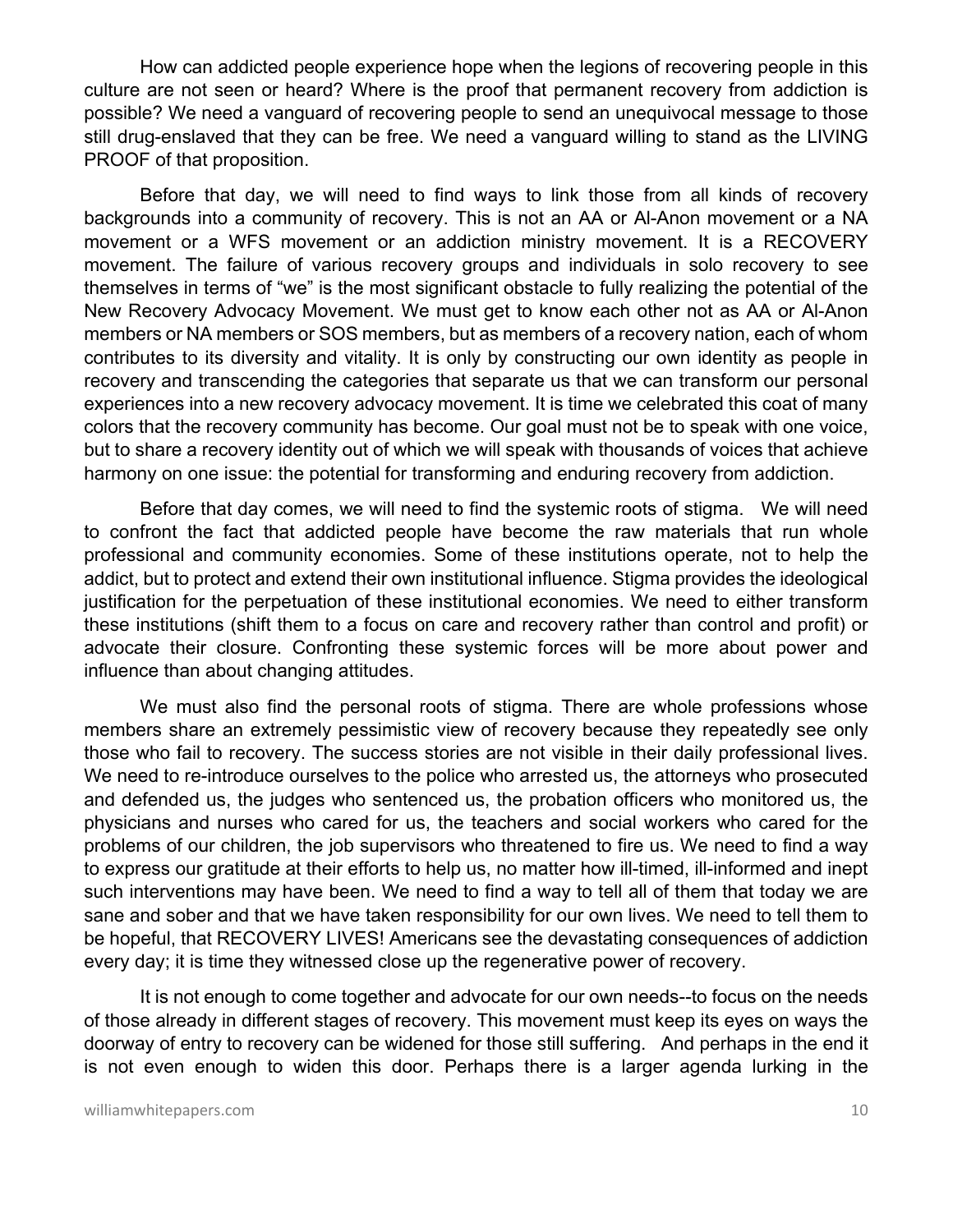How can addicted people experience hope when the legions of recovering people in this culture are not seen or heard? Where is the proof that permanent recovery from addiction is possible? We need a vanguard of recovering people to send an unequivocal message to those still drug-enslaved that they can be free. We need a vanguard willing to stand as the LIVING PROOF of that proposition.

Before that day, we will need to find ways to link those from all kinds of recovery backgrounds into a community of recovery. This is not an AA or Al-Anon movement or a NA movement or a WFS movement or an addiction ministry movement. It is a RECOVERY movement. The failure of various recovery groups and individuals in solo recovery to see themselves in terms of "we" is the most significant obstacle to fully realizing the potential of the New Recovery Advocacy Movement. We must get to know each other not as AA or Al-Anon members or NA members or SOS members, but as members of a recovery nation, each of whom contributes to its diversity and vitality. It is only by constructing our own identity as people in recovery and transcending the categories that separate us that we can transform our personal experiences into a new recovery advocacy movement. It is time we celebrated this coat of many colors that the recovery community has become. Our goal must not be to speak with one voice, but to share a recovery identity out of which we will speak with thousands of voices that achieve harmony on one issue: the potential for transforming and enduring recovery from addiction.

Before that day comes, we will need to find the systemic roots of stigma. We will need to confront the fact that addicted people have become the raw materials that run whole professional and community economies. Some of these institutions operate, not to help the addict, but to protect and extend their own institutional influence. Stigma provides the ideological justification for the perpetuation of these institutional economies. We need to either transform these institutions (shift them to a focus on care and recovery rather than control and profit) or advocate their closure. Confronting these systemic forces will be more about power and influence than about changing attitudes.

We must also find the personal roots of stigma. There are whole professions whose members share an extremely pessimistic view of recovery because they repeatedly see only those who fail to recovery. The success stories are not visible in their daily professional lives. We need to re-introduce ourselves to the police who arrested us, the attorneys who prosecuted and defended us, the judges who sentenced us, the probation officers who monitored us, the physicians and nurses who cared for us, the teachers and social workers who cared for the problems of our children, the job supervisors who threatened to fire us. We need to find a way to express our gratitude at their efforts to help us, no matter how ill-timed, ill-informed and inept such interventions may have been. We need to find a way to tell all of them that today we are sane and sober and that we have taken responsibility for our own lives. We need to tell them to be hopeful, that RECOVERY LIVES! Americans see the devastating consequences of addiction every day; it is time they witnessed close up the regenerative power of recovery.

It is not enough to come together and advocate for our own needs--to focus on the needs of those already in different stages of recovery. This movement must keep its eyes on ways the doorway of entry to recovery can be widened for those still suffering. And perhaps in the end it is not even enough to widen this door. Perhaps there is a larger agenda lurking in the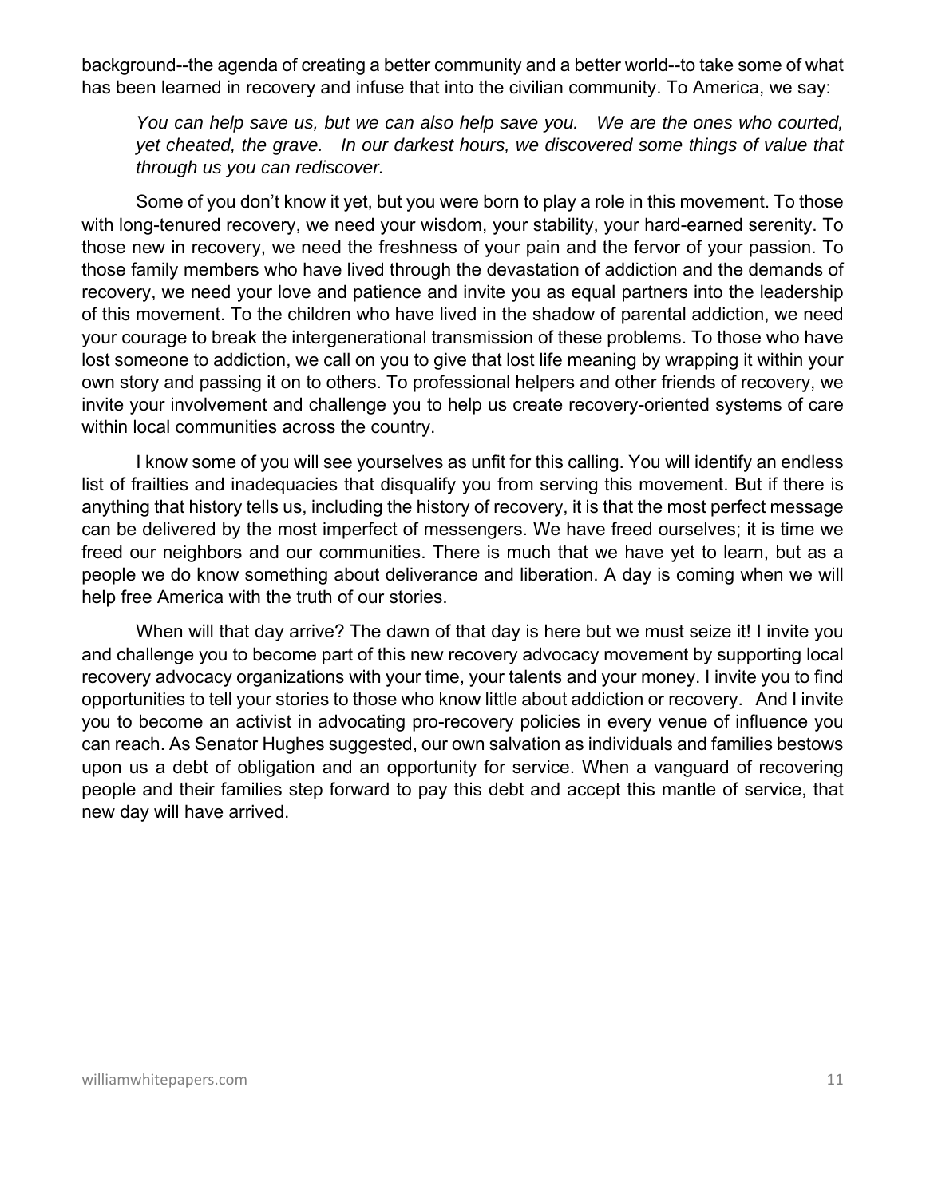background--the agenda of creating a better community and a better world--to take some of what has been learned in recovery and infuse that into the civilian community. To America, we say:

> *You can help save us, but we can also help save you. We are the ones who courted, yet cheated, the grave. In our darkest hours, we discovered some things of value that through us you can rediscover.*

Some of you don't know it yet, but you were born to play a role in this movement. To those with long-tenured recovery, we need your wisdom, your stability, your hard-earned serenity. To those new in recovery, we need the freshness of your pain and the fervor of your passion. To those family members who have lived through the devastation of addiction and the demands of recovery, we need your love and patience and invite you as equal partners into the leadership of this movement. To the children who have lived in the shadow of parental addiction, we need your courage to break the intergenerational transmission of these problems. To those who have lost someone to addiction, we call on you to give that lost life meaning by wrapping it within your own story and passing it on to others. To professional helpers and other friends of recovery, we invite your involvement and challenge you to help us create recovery-oriented systems of care within local communities across the country.

I know some of you will see yourselves as unfit for this calling. You will identify an endless list of frailties and inadequacies that disqualify you from serving this movement. But if there is anything that history tells us, including the history of recovery, it is that the most perfect message can be delivered by the most imperfect of messengers. We have freed ourselves; it is time we freed our neighbors and our communities. There is much that we have yet to learn, but as a people we do know something about deliverance and liberation. A day is coming when we will help free America with the truth of our stories.

When will that day arrive? The dawn of that day is here but we must seize it! I invite you and challenge you to become part of this new recovery advocacy movement by supporting local recovery advocacy organizations with your time, your talents and your money. I invite you to find opportunities to tell your stories to those who know little about addiction or recovery. And I invite you to become an activist in advocating pro-recovery policies in every venue of influence you can reach. As Senator Hughes suggested, our own salvation as individuals and families bestows upon us a debt of obligation and an opportunity for service. When a vanguard of recovering people and their families step forward to pay this debt and accept this mantle of service, that new day will have arrived.